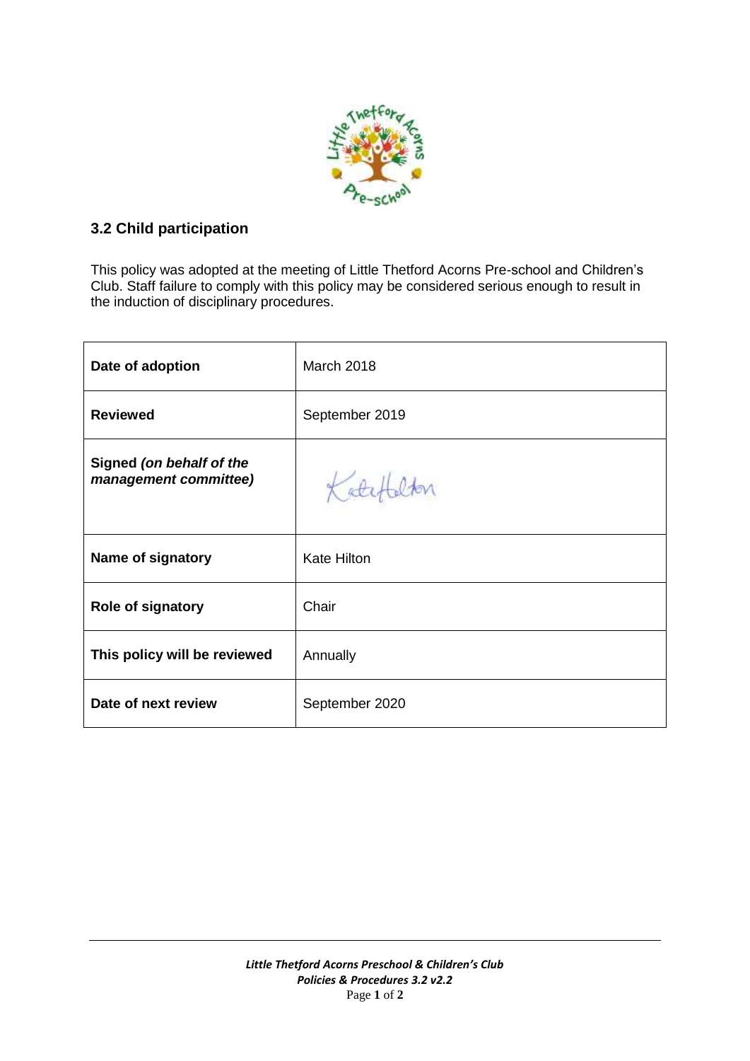## 3.2 Child participation

This policy was adopted at the meeting of Little Thetford Acorns Pre-school and Children's Club. Staff failure to comply with this policy may be considered serious enough to result in the induction of disciplinary procedures.

| **Date of adoption** | March 2018 |
|---|---|
| **Reviewed** | September 2019 |
| **Signed *(on behalf of the management committee)*** | Kate Hilton |
| **Name of signatory** | Kate Hilton |
| **Role of signatory** | Chair |
| **This policy will be reviewed** | Annually |
| **Date of next review** | September 2020 |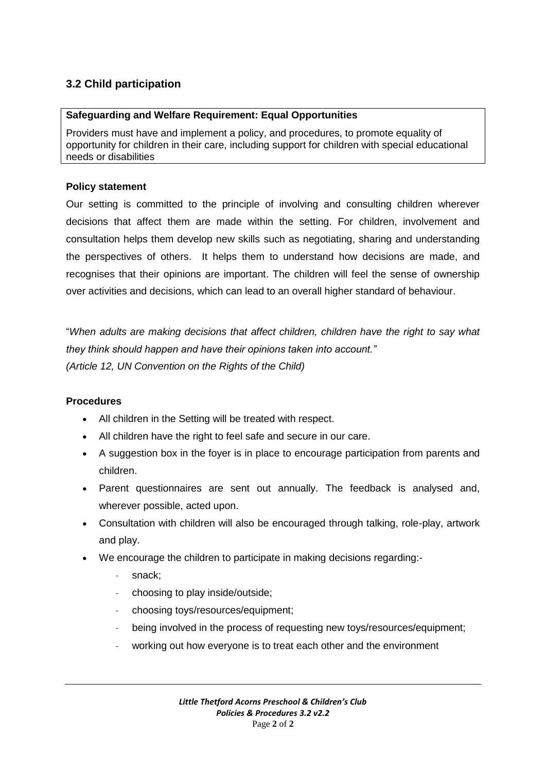## 3.2 Child participation

| **Safeguarding and Welfare Requirement: Equal Opportunities** |
|---|
| Providers must have and implement a policy, and procedures, to promote equality of opportunity for children in their care, including support for children with special educational needs or disabilities |

### Policy statement

Our setting is committed to the principle of involving and consulting children wherever decisions that affect them are made within the setting. For children, involvement and consultation helps them develop new skills such as negotiating, sharing and understanding the perspectives of others. It helps them to understand how decisions are made, and recognises that their opinions are important. The children will feel the sense of ownership over activities and decisions, which can lead to an overall higher standard of behaviour.

"*When adults are making decisions that affect children, children have the right to say what they think should happen and have their opinions taken into account."*
*(Article 12, UN Convention on the Rights of the Child)*

### Procedures

- All children in the Setting will be treated with respect.
- All children have the right to feel safe and secure in our care.
- A suggestion box in the foyer is in place to encourage participation from parents and children.
- Parent questionnaires are sent out annually. The feedback is analysed and, wherever possible, acted upon.
- Consultation with children will also be encouraged through talking, role-play, artwork and play.
- We encourage the children to participate in making decisions regarding:-
  - snack;
  - choosing to play inside/outside;
  - choosing toys/resources/equipment;
  - being involved in the process of requesting new toys/resources/equipment;
  - working out how everyone is to treat each other and the environment